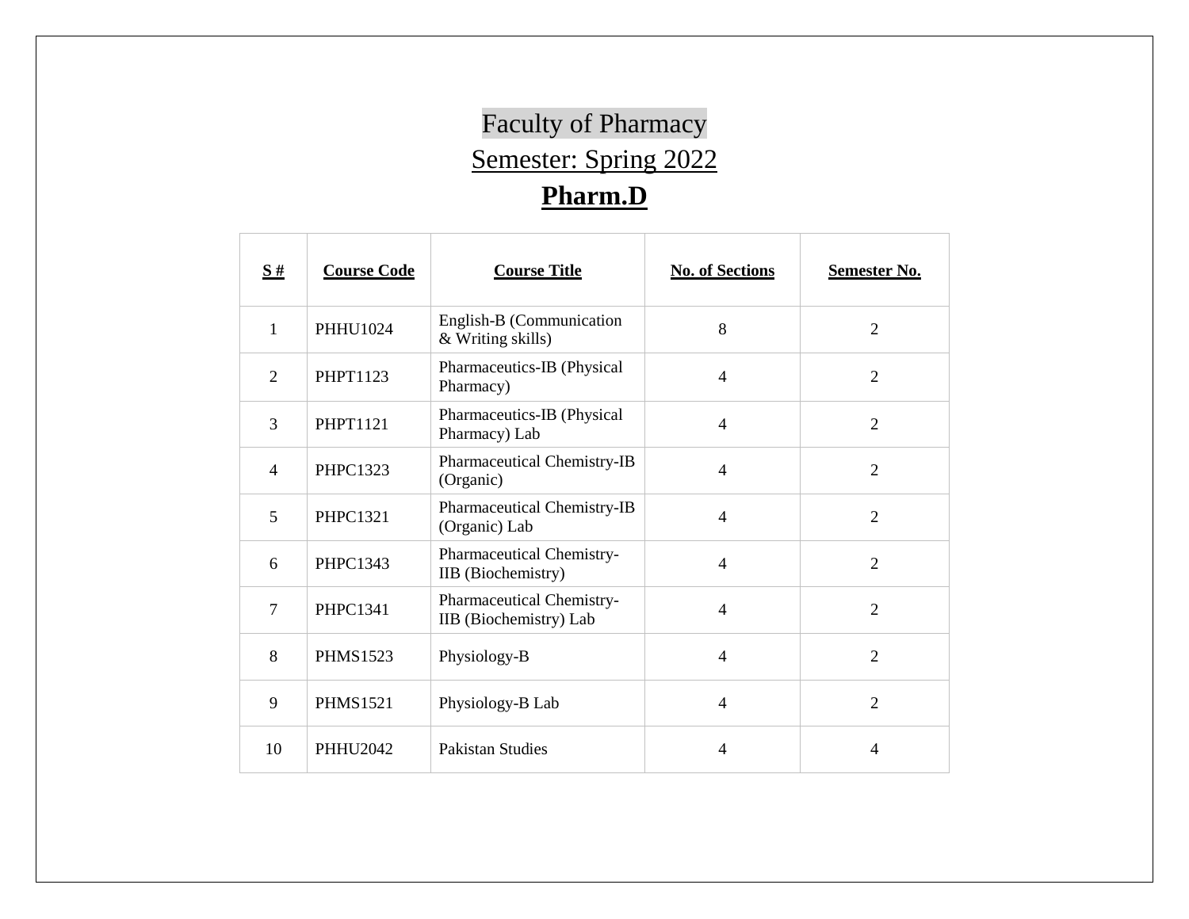# Faculty of Pharmacy

## Semester: Spring 2022

## **Pharm.D**

| **S #** | **Course Code** | **Course Title** | **No. of Sections** | **Semester No.** |
|---|---|---|---|---|
| 1 | PHHU1024 | English-B (Communication & Writing skills) | 8 | 2 |
| 2 | PHPT1123 | Pharmaceutics-IB (Physical Pharmacy) | 4 | 2 |
| 3 | PHPT1121 | Pharmaceutics-IB (Physical Pharmacy) Lab | 4 | 2 |
| 4 | PHPC1323 | Pharmaceutical Chemistry-IB (Organic) | 4 | 2 |
| 5 | PHPC1321 | Pharmaceutical Chemistry-IB (Organic) Lab | 4 | 2 |
| 6 | PHPC1343 | Pharmaceutical Chemistry-IIB (Biochemistry) | 4 | 2 |
| 7 | PHPC1341 | Pharmaceutical Chemistry-IIB (Biochemistry) Lab | 4 | 2 |
| 8 | PHMS1523 | Physiology-B | 4 | 2 |
| 9 | PHMS1521 | Physiology-B Lab | 4 | 2 |
| 10 | PHHU2042 | Pakistan Studies | 4 | 4 |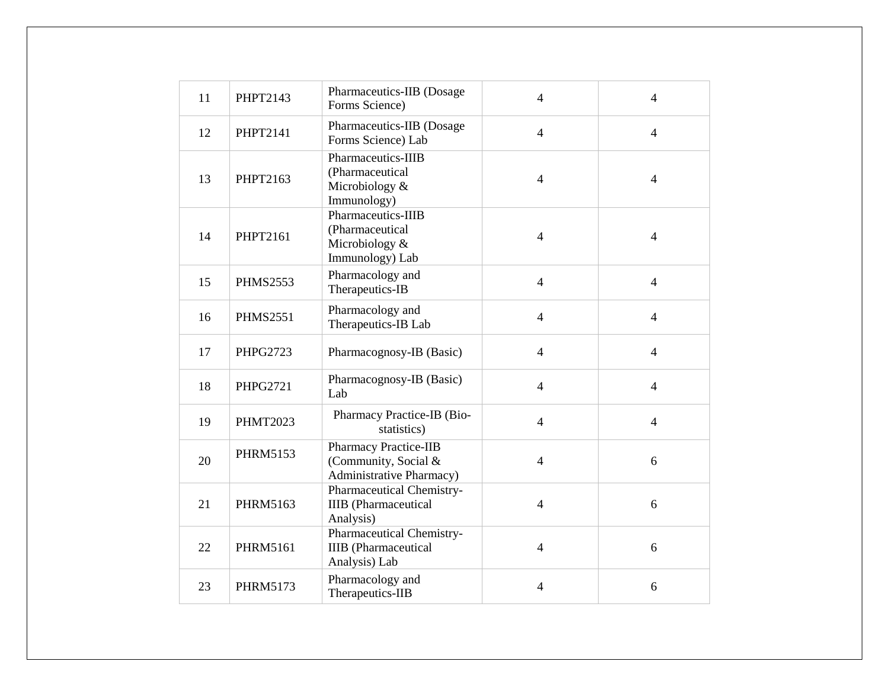| | | | | |
|---|---|---|---|---|
| 11 | PHPT2143 | Pharmaceutics-IIB (Dosage Forms Science) | 4 | 4 |
| 12 | PHPT2141 | Pharmaceutics-IIB (Dosage Forms Science) Lab | 4 | 4 |
| 13 | PHPT2163 | Pharmaceutics-IIIB (Pharmaceutical Microbiology & Immunology) | 4 | 4 |
| 14 | PHPT2161 | Pharmaceutics-IIIB (Pharmaceutical Microbiology & Immunology) Lab | 4 | 4 |
| 15 | PHMS2553 | Pharmacology and Therapeutics-IB | 4 | 4 |
| 16 | PHMS2551 | Pharmacology and Therapeutics-IB Lab | 4 | 4 |
| 17 | PHPG2723 | Pharmacognosy-IB (Basic) | 4 | 4 |
| 18 | PHPG2721 | Pharmacognosy-IB (Basic) Lab | 4 | 4 |
| 19 | PHMT2023 | Pharmacy Practice-IB (Bio-statistics) | 4 | 4 |
| 20 | PHRM5153 | Pharmacy Practice-IIB (Community, Social & Administrative Pharmacy) | 4 | 6 |
| 21 | PHRM5163 | Pharmaceutical Chemistry-IIIB (Pharmaceutical Analysis) | 4 | 6 |
| 22 | PHRM5161 | Pharmaceutical Chemistry-IIIB (Pharmaceutical Analysis) Lab | 4 | 6 |
| 23 | PHRM5173 | Pharmacology and Therapeutics-IIB | 4 | 6 |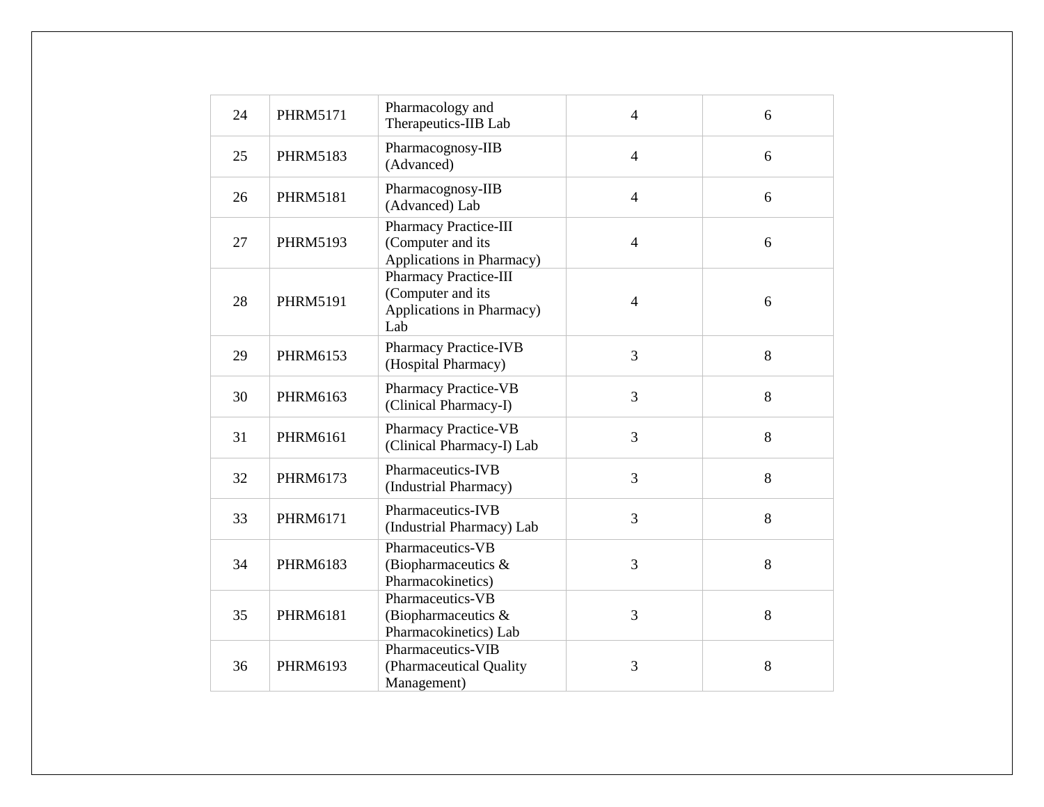| | | | | |
|---|---|---|---|---|
| 24 | PHRM5171 | Pharmacology and Therapeutics-IIB Lab | 4 | 6 |
| 25 | PHRM5183 | Pharmacognosy-IIB (Advanced) | 4 | 6 |
| 26 | PHRM5181 | Pharmacognosy-IIB (Advanced) Lab | 4 | 6 |
| 27 | PHRM5193 | Pharmacy Practice-III (Computer and its Applications in Pharmacy) | 4 | 6 |
| 28 | PHRM5191 | Pharmacy Practice-III (Computer and its Applications in Pharmacy) Lab | 4 | 6 |
| 29 | PHRM6153 | Pharmacy Practice-IVB (Hospital Pharmacy) | 3 | 8 |
| 30 | PHRM6163 | Pharmacy Practice-VB (Clinical Pharmacy-I) | 3 | 8 |
| 31 | PHRM6161 | Pharmacy Practice-VB (Clinical Pharmacy-I) Lab | 3 | 8 |
| 32 | PHRM6173 | Pharmaceutics-IVB (Industrial Pharmacy) | 3 | 8 |
| 33 | PHRM6171 | Pharmaceutics-IVB (Industrial Pharmacy) Lab | 3 | 8 |
| 34 | PHRM6183 | Pharmaceutics-VB (Biopharmaceutics & Pharmacokinetics) | 3 | 8 |
| 35 | PHRM6181 | Pharmaceutics-VB (Biopharmaceutics & Pharmacokinetics) Lab | 3 | 8 |
| 36 | PHRM6193 | Pharmaceutics-VIB (Pharmaceutical Quality Management) | 3 | 8 |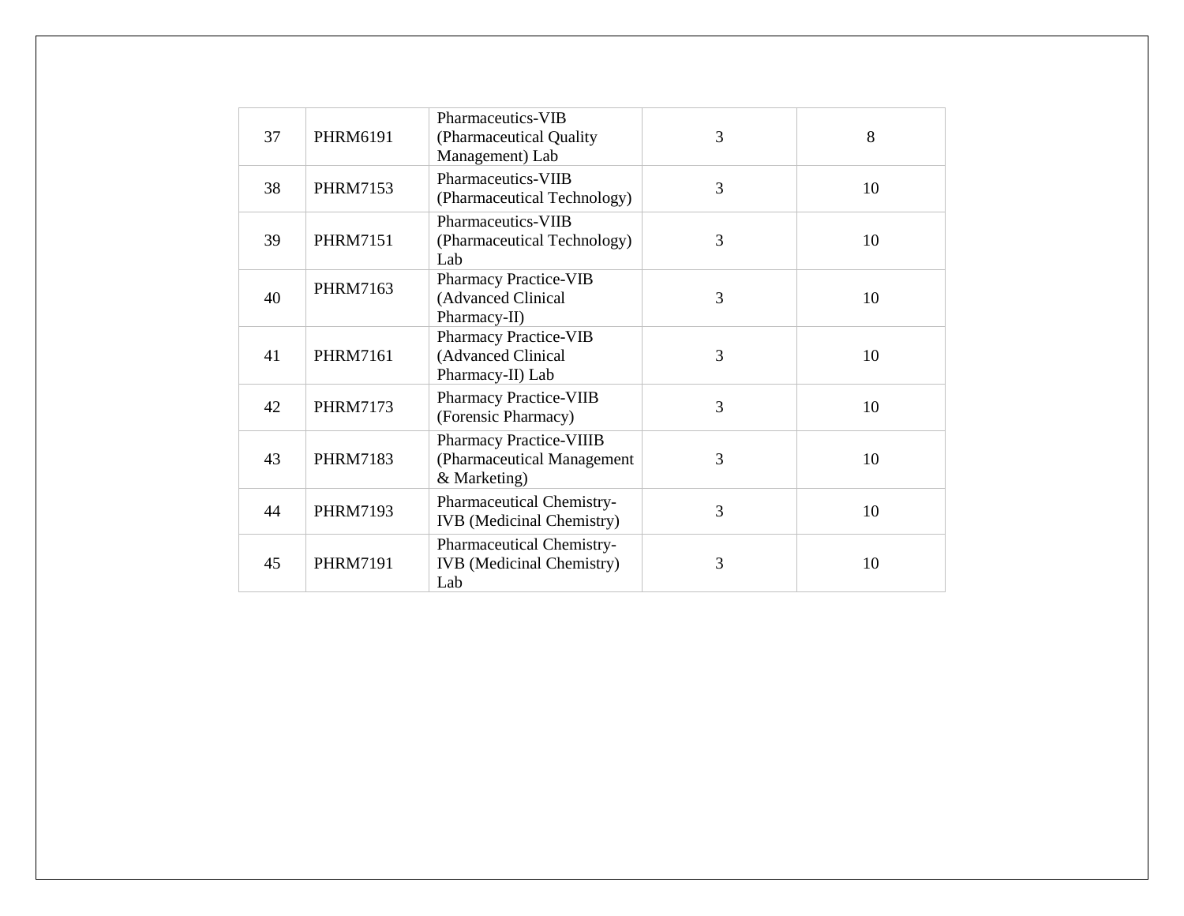| | | | | |
|---|---|---|---|---|
| 37 | PHRM6191 | Pharmaceutics-VIB (Pharmaceutical Quality Management) Lab | 3 | 8 |
| 38 | PHRM7153 | Pharmaceutics-VIIB (Pharmaceutical Technology) | 3 | 10 |
| 39 | PHRM7151 | Pharmaceutics-VIIB (Pharmaceutical Technology) Lab | 3 | 10 |
| 40 | PHRM7163 | Pharmacy Practice-VIB (Advanced Clinical Pharmacy-II) | 3 | 10 |
| 41 | PHRM7161 | Pharmacy Practice-VIB (Advanced Clinical Pharmacy-II) Lab | 3 | 10 |
| 42 | PHRM7173 | Pharmacy Practice-VIIB (Forensic Pharmacy) | 3 | 10 |
| 43 | PHRM7183 | Pharmacy Practice-VIIIB (Pharmaceutical Management & Marketing) | 3 | 10 |
| 44 | PHRM7193 | Pharmaceutical Chemistry-IVB (Medicinal Chemistry) | 3 | 10 |
| 45 | PHRM7191 | Pharmaceutical Chemistry-IVB (Medicinal Chemistry) Lab | 3 | 10 |